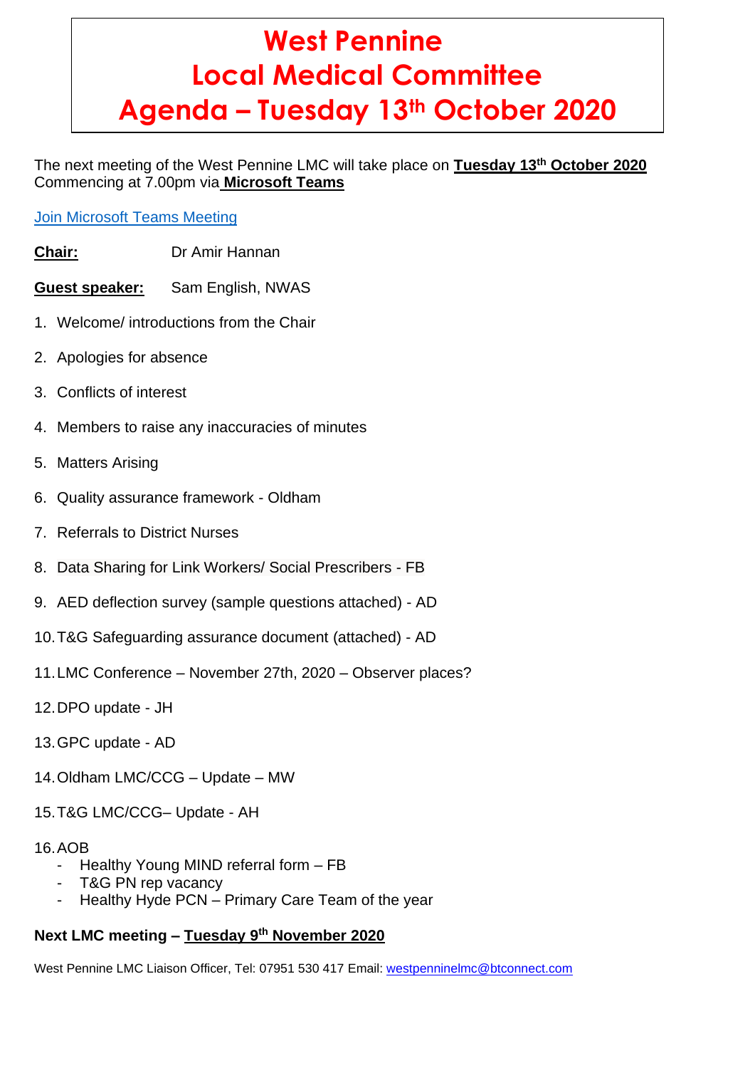# West Pennine Local Medical Committee Agenda – Tuesday 13th October 2020

The next meeting of the West Pennine LMC will take place on **Tuesday 13th October 2020** Commencing at 7.00pm via **Microsoft Teams**

Join Microsoft Teams Meeting

**Chair:** Dr Amir Hannan

**Guest speaker:** Sam English, NWAS

1. Welcome/ introductions from the Chair
2. Apologies for absence
3. Conflicts of interest
4. Members to raise any inaccuracies of minutes
5. Matters Arising
6. Quality assurance framework - Oldham
7. Referrals to District Nurses
8. Data Sharing for Link Workers/ Social Prescribers - FB
9. AED deflection survey (sample questions attached) - AD
10. T&G Safeguarding assurance document (attached) - AD
11. LMC Conference – November 27th, 2020 – Observer places?
12. DPO update - JH
13. GPC update - AD
14. Oldham LMC/CCG – Update – MW
15. T&G LMC/CCG– Update - AH
16. AOB
    - Healthy Young MIND referral form – FB
    - T&G PN rep vacancy
    - Healthy Hyde PCN – Primary Care Team of the year

**Next LMC meeting – Tuesday 9th November 2020**

West Pennine LMC Liaison Officer, Tel: 07951 530 417 Email: westpenninelmc@btconnect.com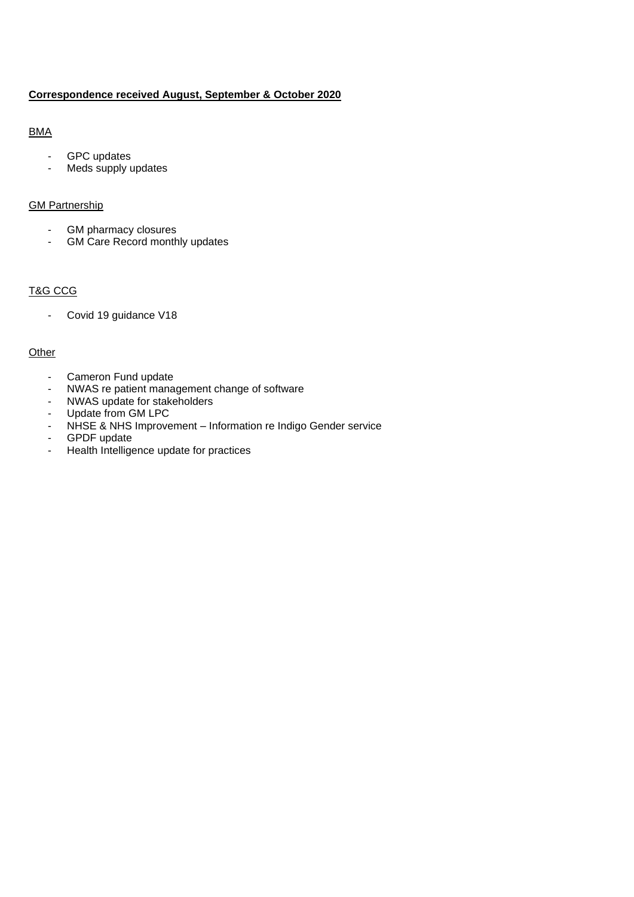**Correspondence received August, September & October 2020**

BMA

- GPC updates
- Meds supply updates

GM Partnership

- GM pharmacy closures
- GM Care Record monthly updates

T&G CCG

- Covid 19 guidance V18

Other

- Cameron Fund update
- NWAS re patient management change of software
- NWAS update for stakeholders
- Update from GM LPC
- NHSE & NHS Improvement – Information re Indigo Gender service
- GPDF update
- Health Intelligence update for practices